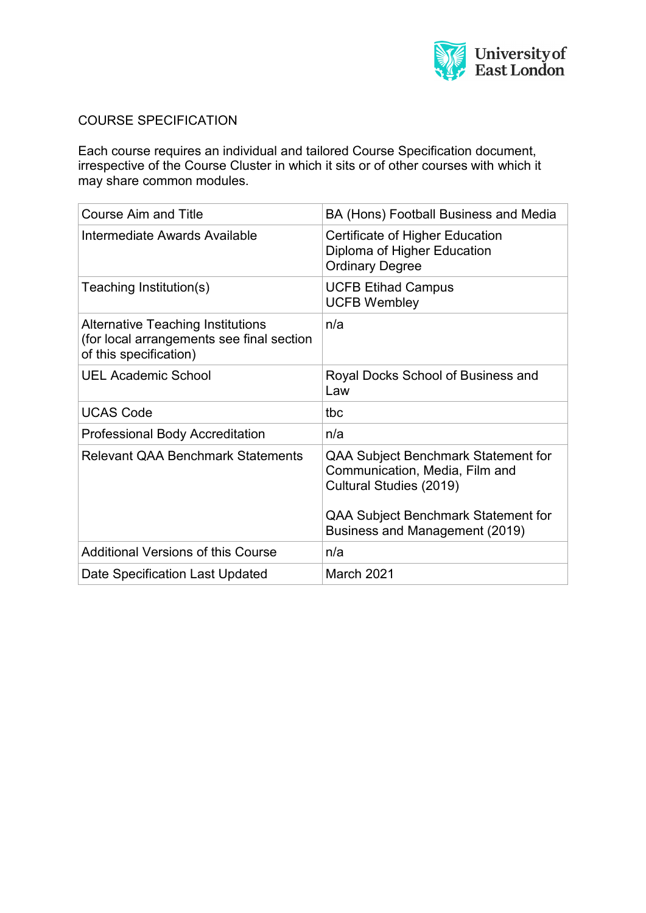# COURSE SPECIFICATION

Each course requires an individual and tailored Course Specification document, irrespective of the Course Cluster in which it sits or of other courses with which it may share common modules.

| Course Aim and Title | BA (Hons) Football Business and Media |
|---|---|
| Intermediate Awards Available | Certificate of Higher Education<br>Diploma of Higher Education<br>Ordinary Degree |
| Teaching Institution(s) | UCFB Etihad Campus<br>UCFB Wembley |
| Alternative Teaching Institutions (for local arrangements see final section of this specification) | n/a |
| UEL Academic School | Royal Docks School of Business and Law |
| UCAS Code | tbc |
| Professional Body Accreditation | n/a |
| Relevant QAA Benchmark Statements | QAA Subject Benchmark Statement for Communication, Media, Film and Cultural Studies (2019)<br><br>QAA Subject Benchmark Statement for Business and Management (2019) |
| Additional Versions of this Course | n/a |
| Date Specification Last Updated | March 2021 |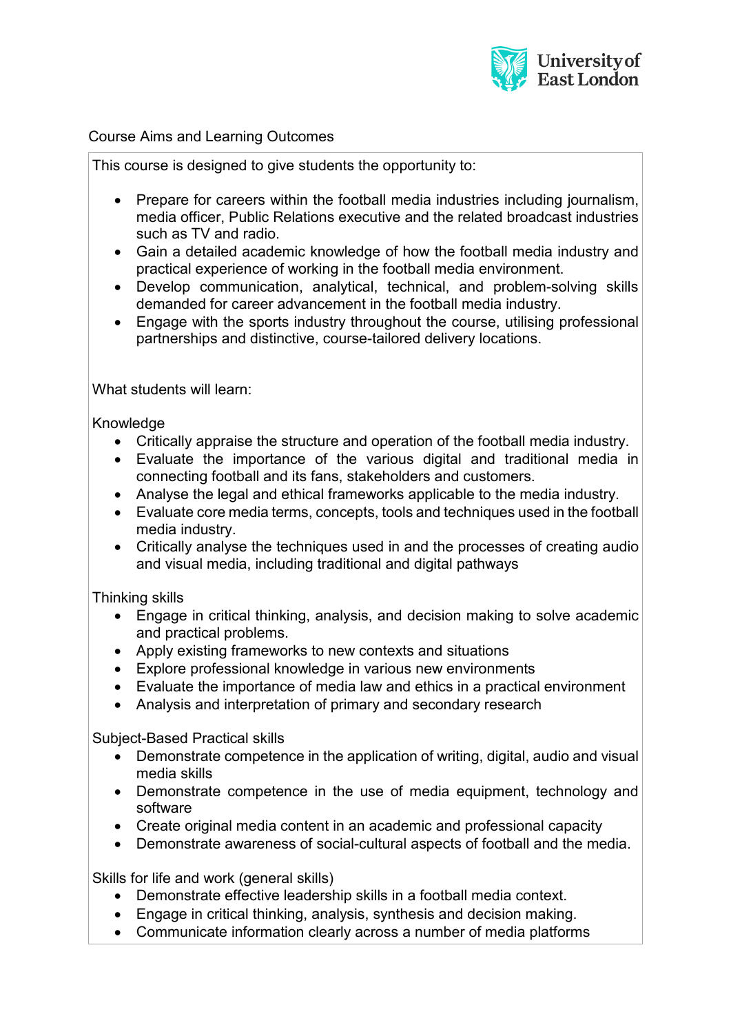## Course Aims and Learning Outcomes

This course is designed to give students the opportunity to:

- Prepare for careers within the football media industries including journalism, media officer, Public Relations executive and the related broadcast industries such as TV and radio.
- Gain a detailed academic knowledge of how the football media industry and practical experience of working in the football media environment.
- Develop communication, analytical, technical, and problem-solving skills demanded for career advancement in the football media industry.
- Engage with the sports industry throughout the course, utilising professional partnerships and distinctive, course-tailored delivery locations.

What students will learn:

Knowledge

- Critically appraise the structure and operation of the football media industry.
- Evaluate the importance of the various digital and traditional media in connecting football and its fans, stakeholders and customers.
- Analyse the legal and ethical frameworks applicable to the media industry.
- Evaluate core media terms, concepts, tools and techniques used in the football media industry.
- Critically analyse the techniques used in and the processes of creating audio and visual media, including traditional and digital pathways

Thinking skills

- Engage in critical thinking, analysis, and decision making to solve academic and practical problems.
- Apply existing frameworks to new contexts and situations
- Explore professional knowledge in various new environments
- Evaluate the importance of media law and ethics in a practical environment
- Analysis and interpretation of primary and secondary research

Subject-Based Practical skills

- Demonstrate competence in the application of writing, digital, audio and visual media skills
- Demonstrate competence in the use of media equipment, technology and software
- Create original media content in an academic and professional capacity
- Demonstrate awareness of social-cultural aspects of football and the media.

Skills for life and work (general skills)

- Demonstrate effective leadership skills in a football media context.
- Engage in critical thinking, analysis, synthesis and decision making.
- Communicate information clearly across a number of media platforms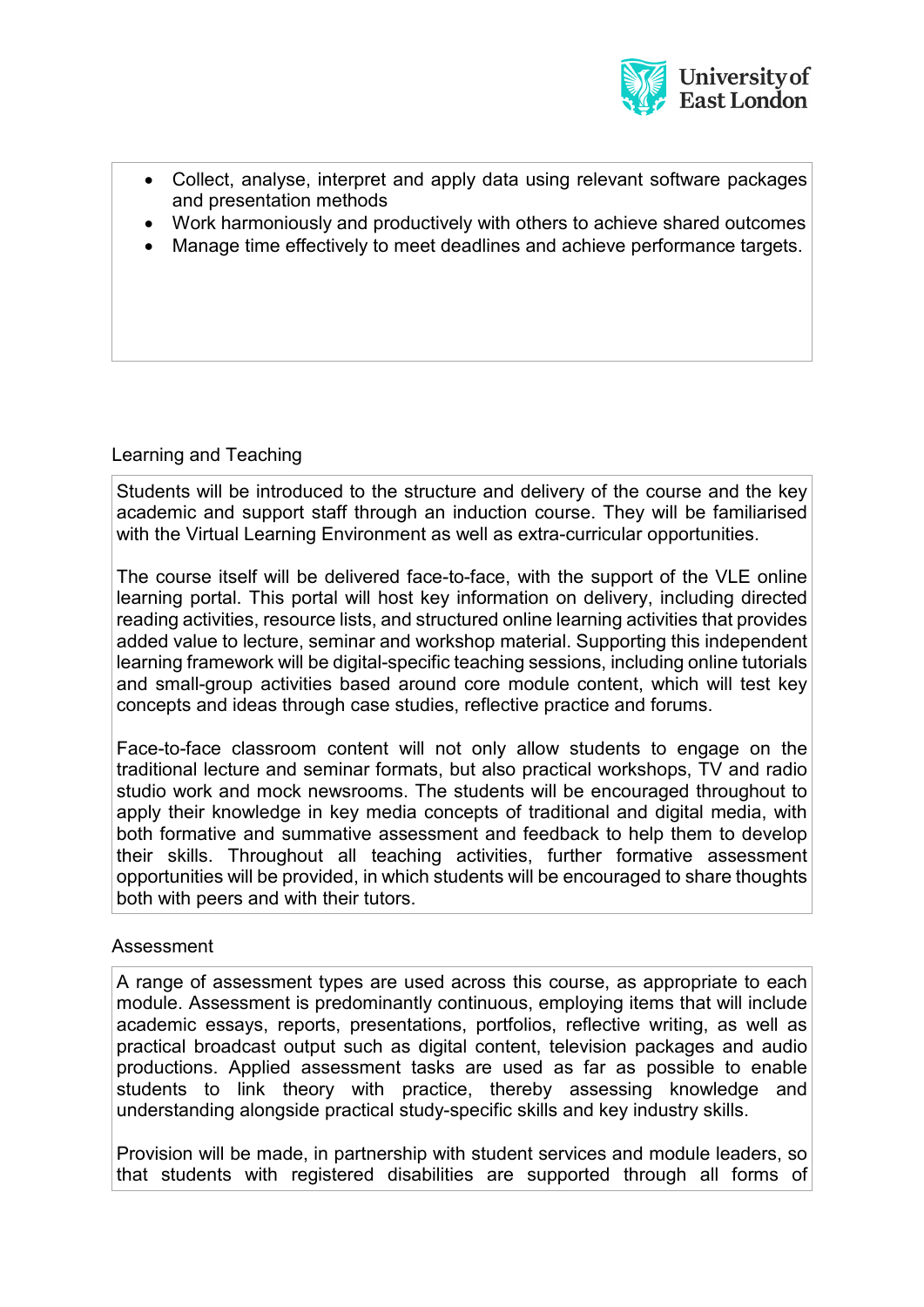- Collect, analyse, interpret and apply data using relevant software packages and presentation methods
- Work harmoniously and productively with others to achieve shared outcomes
- Manage time effectively to meet deadlines and achieve performance targets.

## Learning and Teaching

Students will be introduced to the structure and delivery of the course and the key academic and support staff through an induction course. They will be familiarised with the Virtual Learning Environment as well as extra-curricular opportunities.

The course itself will be delivered face-to-face, with the support of the VLE online learning portal. This portal will host key information on delivery, including directed reading activities, resource lists, and structured online learning activities that provides added value to lecture, seminar and workshop material. Supporting this independent learning framework will be digital-specific teaching sessions, including online tutorials and small-group activities based around core module content, which will test key concepts and ideas through case studies, reflective practice and forums.

Face-to-face classroom content will not only allow students to engage on the traditional lecture and seminar formats, but also practical workshops, TV and radio studio work and mock newsrooms. The students will be encouraged throughout to apply their knowledge in key media concepts of traditional and digital media, with both formative and summative assessment and feedback to help them to develop their skills. Throughout all teaching activities, further formative assessment opportunities will be provided, in which students will be encouraged to share thoughts both with peers and with their tutors.

## Assessment

A range of assessment types are used across this course, as appropriate to each module. Assessment is predominantly continuous, employing items that will include academic essays, reports, presentations, portfolios, reflective writing, as well as practical broadcast output such as digital content, television packages and audio productions. Applied assessment tasks are used as far as possible to enable students to link theory with practice, thereby assessing knowledge and understanding alongside practical study-specific skills and key industry skills.

Provision will be made, in partnership with student services and module leaders, so that students with registered disabilities are supported through all forms of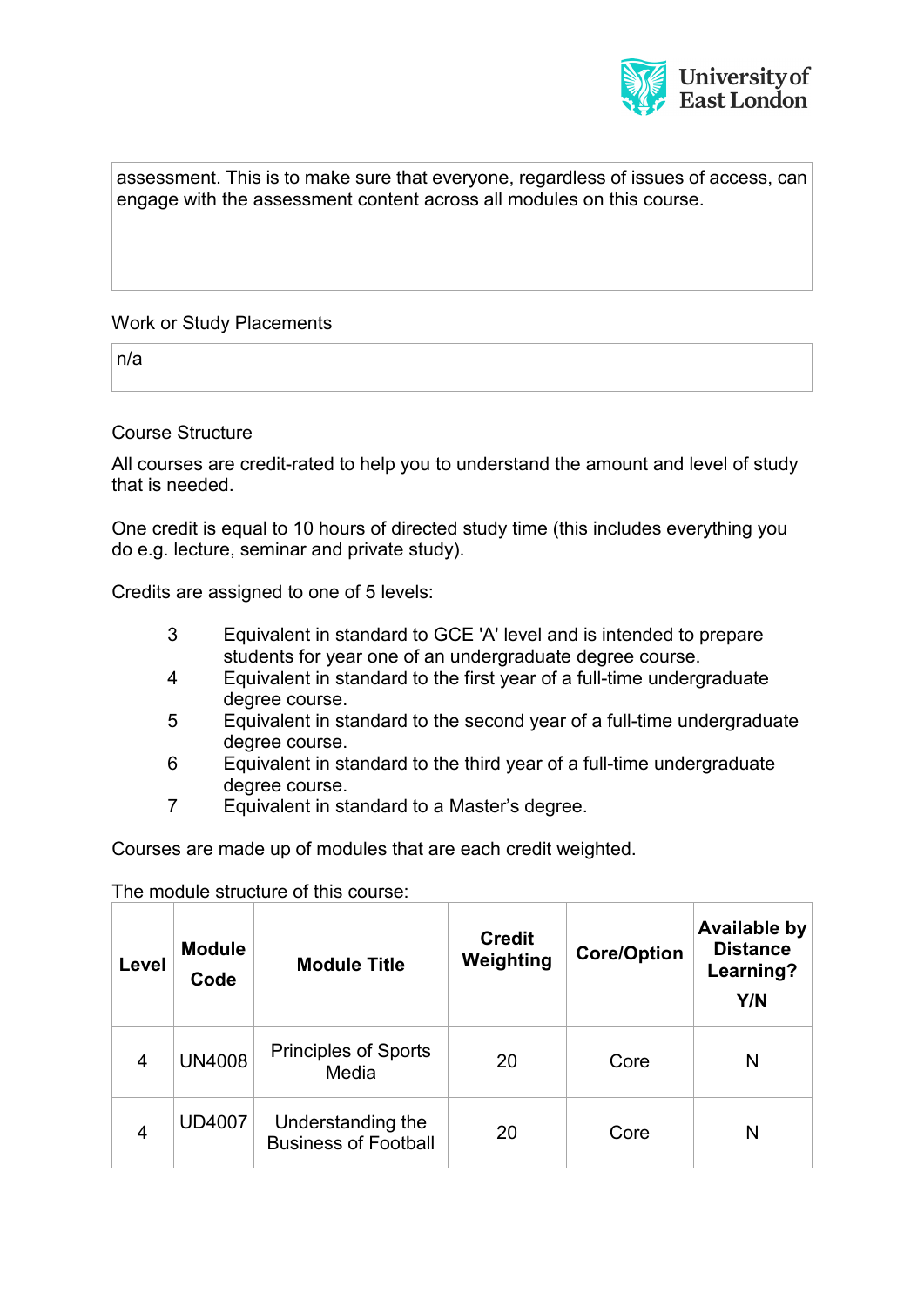assessment. This is to make sure that everyone, regardless of issues of access, can engage with the assessment content across all modules on this course.

Work or Study Placements

n/a

Course Structure

All courses are credit-rated to help you to understand the amount and level of study that is needed.

One credit is equal to 10 hours of directed study time (this includes everything you do e.g. lecture, seminar and private study).

Credits are assigned to one of 5 levels:

- 3 Equivalent in standard to GCE 'A' level and is intended to prepare students for year one of an undergraduate degree course.
- 4 Equivalent in standard to the first year of a full-time undergraduate degree course.
- 5 Equivalent in standard to the second year of a full-time undergraduate degree course.
- 6 Equivalent in standard to the third year of a full-time undergraduate degree course.
- 7 Equivalent in standard to a Master's degree.

Courses are made up of modules that are each credit weighted.

The module structure of this course:

| Level | Module Code | Module Title | Credit Weighting | Core/Option | Available by Distance Learning? Y/N |
|---|---|---|---|---|---|
| 4 | UN4008 | Principles of Sports Media | 20 | Core | N |
| 4 | UD4007 | Understanding the Business of Football | 20 | Core | N |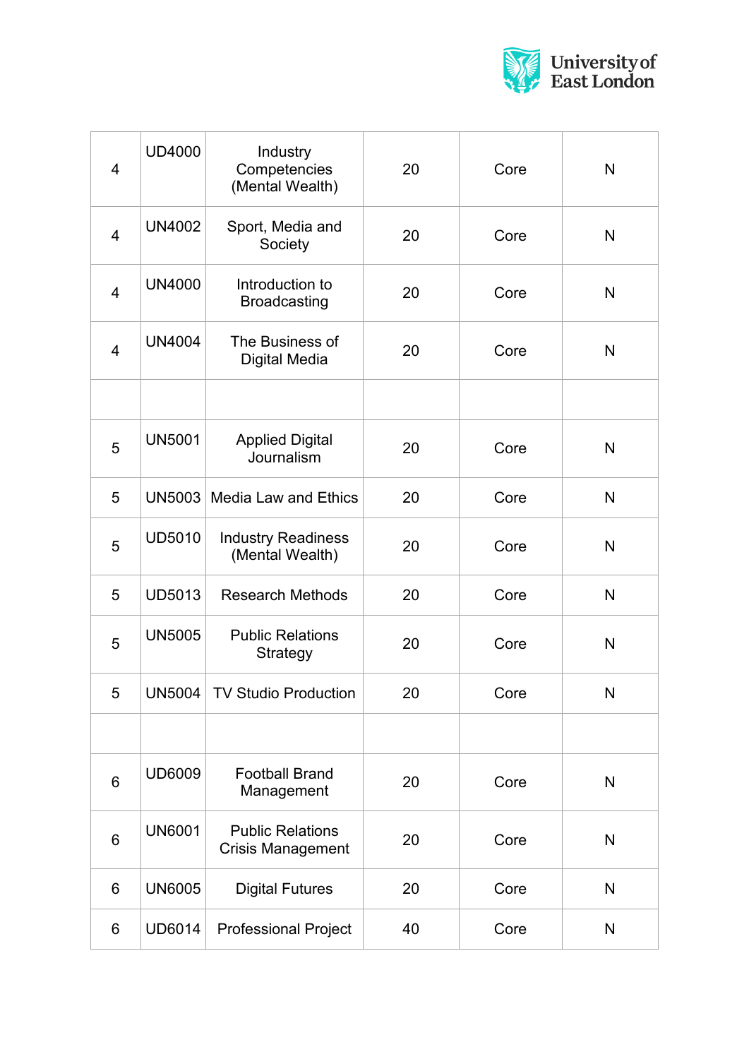| | | | | | |
|---|---|---|---|---|---|
| 4 | UD4000 | Industry Competencies (Mental Wealth) | 20 | Core | N |
| 4 | UN4002 | Sport, Media and Society | 20 | Core | N |
| 4 | UN4000 | Introduction to Broadcasting | 20 | Core | N |
| 4 | UN4004 | The Business of Digital Media | 20 | Core | N |
| | | | | | |
| 5 | UN5001 | Applied Digital Journalism | 20 | Core | N |
| 5 | UN5003 | Media Law and Ethics | 20 | Core | N |
| 5 | UD5010 | Industry Readiness (Mental Wealth) | 20 | Core | N |
| 5 | UD5013 | Research Methods | 20 | Core | N |
| 5 | UN5005 | Public Relations Strategy | 20 | Core | N |
| 5 | UN5004 | TV Studio Production | 20 | Core | N |
| | | | | | |
| 6 | UD6009 | Football Brand Management | 20 | Core | N |
| 6 | UN6001 | Public Relations Crisis Management | 20 | Core | N |
| 6 | UN6005 | Digital Futures | 20 | Core | N |
| 6 | UD6014 | Professional Project | 40 | Core | N |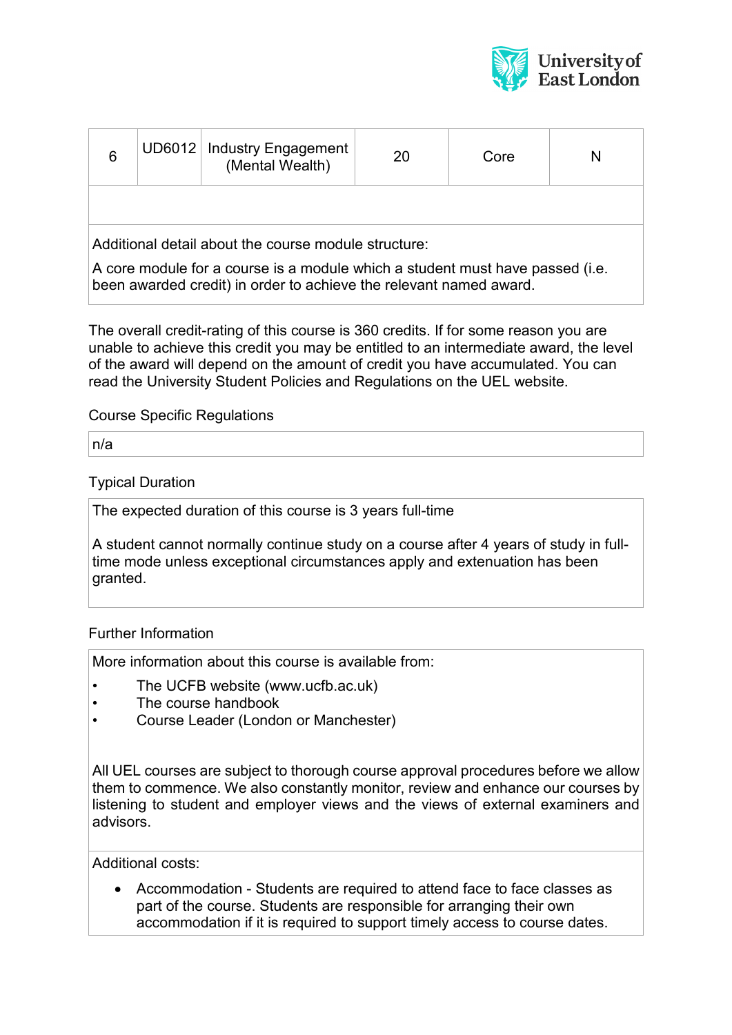| 6 | UD6012 | Industry Engagement (Mental Wealth) | 20 | Core | N |
|---|---|---|---|---|---|
| | | | | | |

Additional detail about the course module structure:

A core module for a course is a module which a student must have passed (i.e. been awarded credit) in order to achieve the relevant named award.

The overall credit-rating of this course is 360 credits. If for some reason you are unable to achieve this credit you may be entitled to an intermediate award, the level of the award will depend on the amount of credit you have accumulated. You can read the University Student Policies and Regulations on the UEL website.

Course Specific Regulations

n/a

Typical Duration

The expected duration of this course is 3 years full-time

A student cannot normally continue study on a course after 4 years of study in full-time mode unless exceptional circumstances apply and extenuation has been granted.

Further Information

More information about this course is available from:

- The UCFB website (www.ucfb.ac.uk)
- The course handbook
- Course Leader (London or Manchester)

All UEL courses are subject to thorough course approval procedures before we allow them to commence. We also constantly monitor, review and enhance our courses by listening to student and employer views and the views of external examiners and advisors.

Additional costs:

- Accommodation - Students are required to attend face to face classes as part of the course. Students are responsible for arranging their own accommodation if it is required to support timely access to course dates.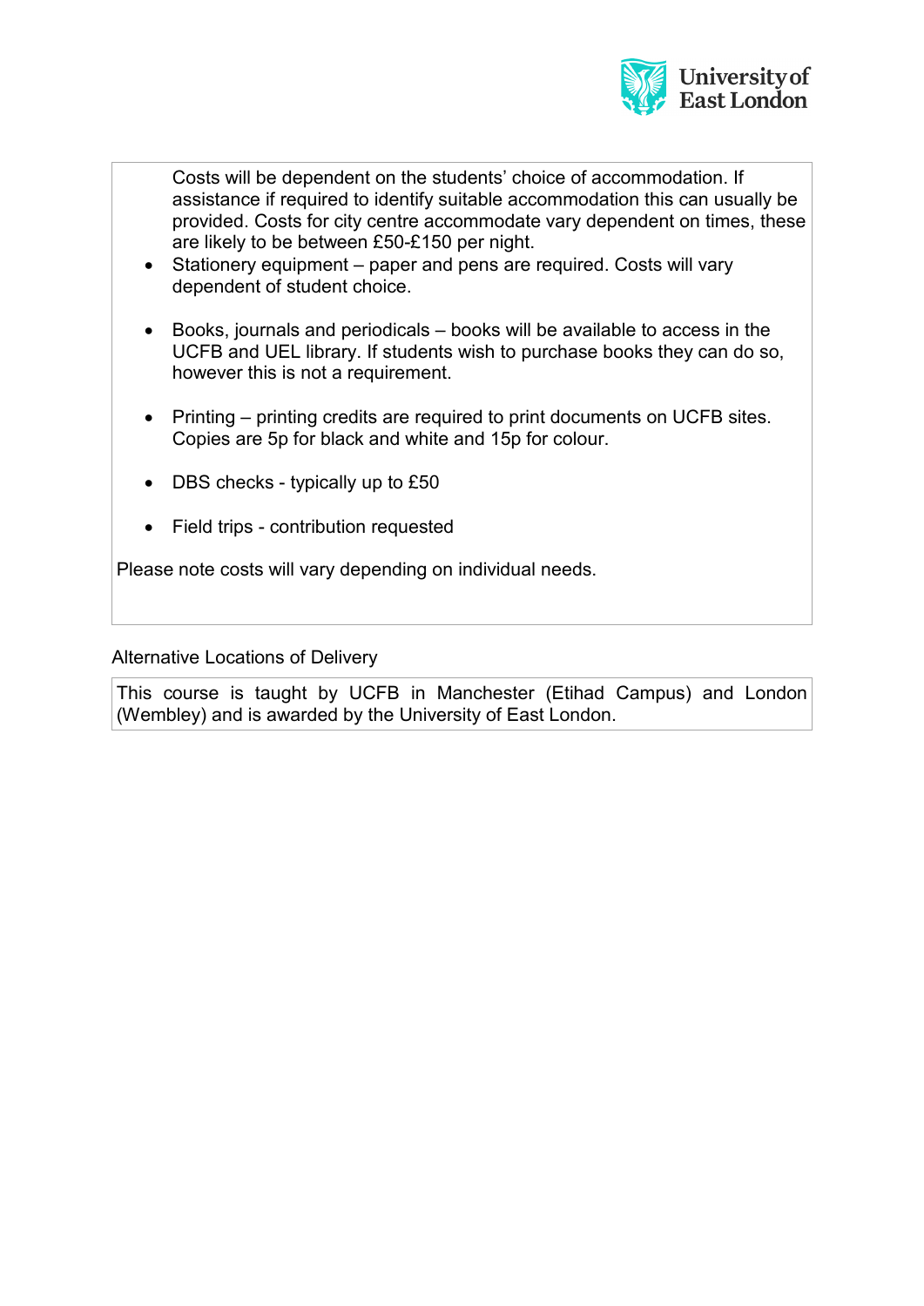Costs will be dependent on the students' choice of accommodation. If assistance if required to identify suitable accommodation this can usually be provided. Costs for city centre accommodate vary dependent on times, these are likely to be between £50-£150 per night.

- Stationery equipment – paper and pens are required. Costs will vary dependent of student choice.
- Books, journals and periodicals – books will be available to access in the UCFB and UEL library. If students wish to purchase books they can do so, however this is not a requirement.
- Printing – printing credits are required to print documents on UCFB sites. Copies are 5p for black and white and 15p for colour.
- DBS checks - typically up to £50
- Field trips - contribution requested

Please note costs will vary depending on individual needs.

Alternative Locations of Delivery

This course is taught by UCFB in Manchester (Etihad Campus) and London (Wembley) and is awarded by the University of East London.